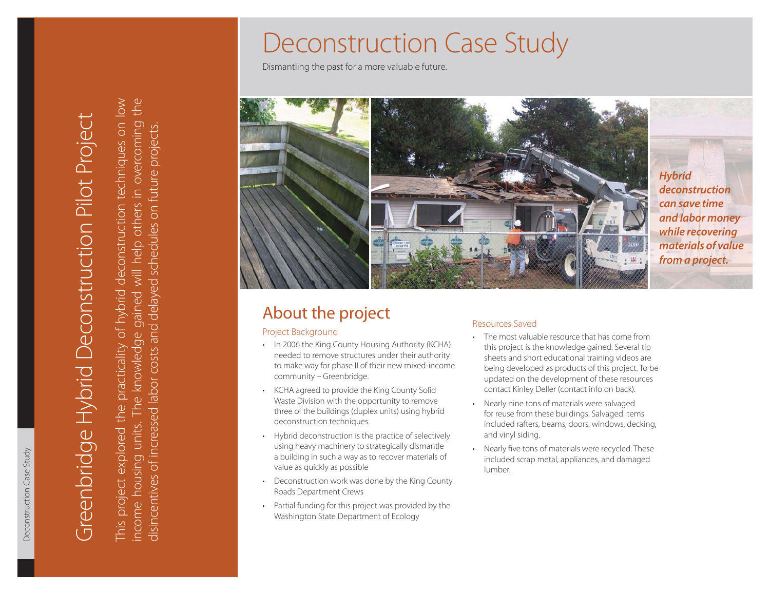# Deconstruction Case Study

Dismantling the past for a more valuable future.

## Greenbridge Hybrid Deconstruction Pilot Project

This project explored the practicality of hybrid deconstruction techniques on low income housing units. The knowledge gained will help others in overcoming the disincentives of increased labor costs and delayed schedules on future projects.

***Hybrid deconstruction can save time and labor money while recovering materials of value from a project.***

## About the project

### Project Background

- In 2006 the King County Housing Authority (KCHA) needed to remove structures under their authority to make way for phase II of their new mixed-income community – Greenbridge.
- KCHA agreed to provide the King County Solid Waste Division with the opportunity to remove three of the buildings (duplex units) using hybrid deconstruction techniques.
- Hybrid deconstruction is the practice of selectively using heavy machinery to strategically dismantle a building in such a way as to recover materials of value as quickly as possible
- Deconstruction work was done by the King County Roads Department Crews
- Partial funding for this project was provided by the Washington State Department of Ecology

### Resources Saved

- The most valuable resource that has come from this project is the knowledge gained. Several tip sheets and short educational training videos are being developed as products of this project. To be updated on the development of these resources contact Kinley Deller (contact info on back).
- Nearly nine tons of materials were salvaged for reuse from these buildings. Salvaged items included rafters, beams, doors, windows, decking, and vinyl siding.
- Nearly five tons of materials were recycled. These included scrap metal, appliances, and damaged lumber.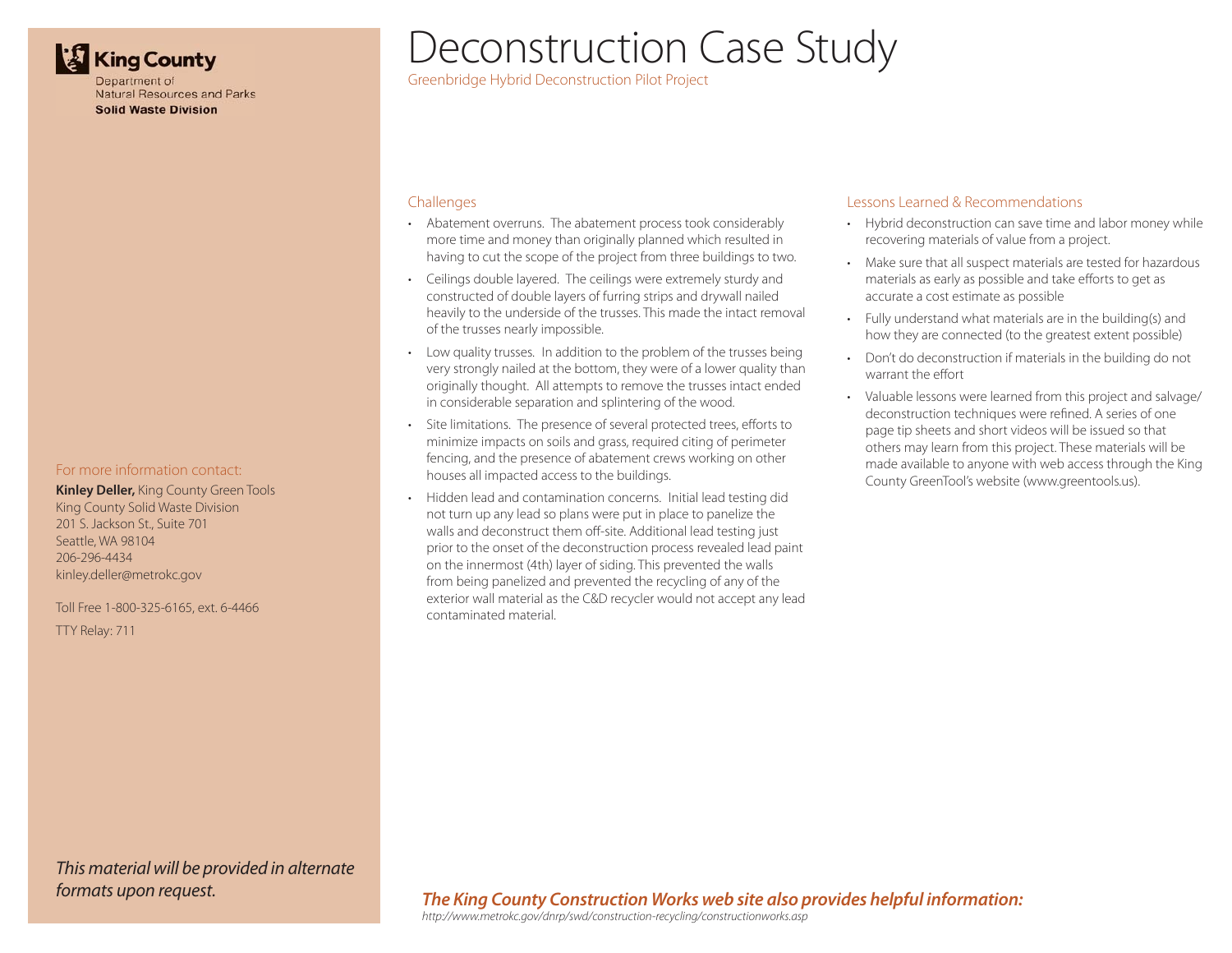# Deconstruction Case Study

Greenbridge Hybrid Deconstruction Pilot Project

King County
Department of
Natural Resources and Parks
**Solid Waste Division**

## Challenges

- Abatement overruns. The abatement process took considerably more time and money than originally planned which resulted in having to cut the scope of the project from three buildings to two.
- Ceilings double layered. The ceilings were extremely sturdy and constructed of double layers of furring strips and drywall nailed heavily to the underside of the trusses. This made the intact removal of the trusses nearly impossible.
- Low quality trusses. In addition to the problem of the trusses being very strongly nailed at the bottom, they were of a lower quality than originally thought. All attempts to remove the trusses intact ended in considerable separation and splintering of the wood.
- Site limitations. The presence of several protected trees, efforts to minimize impacts on soils and grass, required citing of perimeter fencing, and the presence of abatement crews working on other houses all impacted access to the buildings.
- Hidden lead and contamination concerns. Initial lead testing did not turn up any lead so plans were put in place to panelize the walls and deconstruct them off-site. Additional lead testing just prior to the onset of the deconstruction process revealed lead paint on the innermost (4th) layer of siding. This prevented the walls from being panelized and prevented the recycling of any of the exterior wall material as the C&D recycler would not accept any lead contaminated material.

## Lessons Learned & Recommendations

- Hybrid deconstruction can save time and labor money while recovering materials of value from a project.
- Make sure that all suspect materials are tested for hazardous materials as early as possible and take efforts to get as accurate a cost estimate as possible
- Fully understand what materials are in the building(s) and how they are connected (to the greatest extent possible)
- Don't do deconstruction if materials in the building do not warrant the effort
- Valuable lessons were learned from this project and salvage/ deconstruction techniques were refined. A series of one page tip sheets and short videos will be issued so that others may learn from this project. These materials will be made available to anyone with web access through the King County GreenTool's website (www.greentools.us).

For more information contact:

**Kinley Deller,** King County Green Tools
King County Solid Waste Division
201 S. Jackson St., Suite 701
Seattle, WA 98104
206-296-4434
kinley.deller@metrokc.gov

Toll Free 1-800-325-6165, ext. 6-4466

TTY Relay: 711

*This material will be provided in alternate formats upon request.*

***The King County Construction Works web site also provides helpful information:***

*http://www.metrokc.gov/dnrp/swd/construction-recycling/constructionworks.asp*